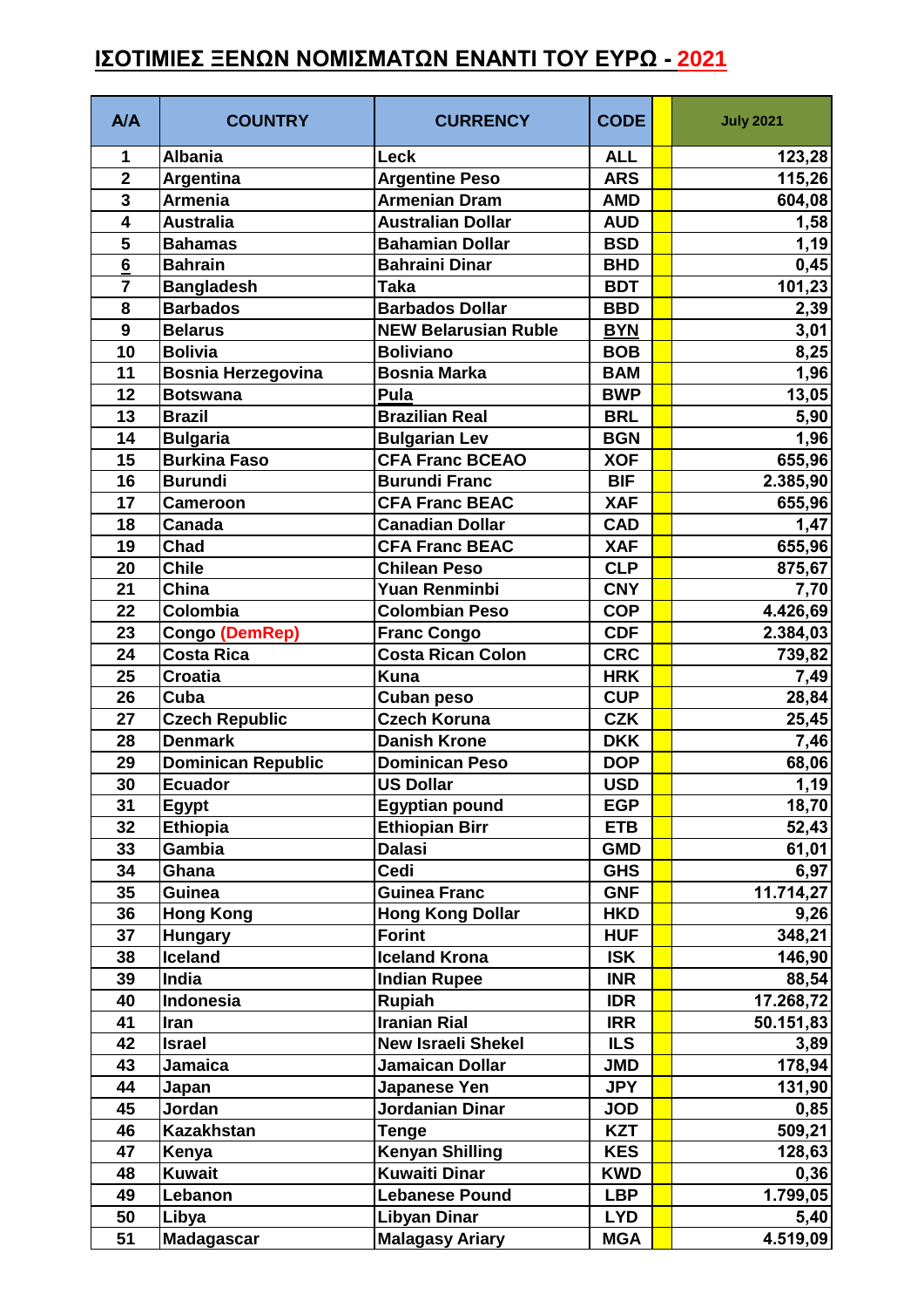# ΙΣΟΤΙΜΙΕΣ ΞΕΝΩΝ ΝΟΜΙΣΜΑΤΩΝ ΕΝΑΝΤΙ ΤΟΥ ΕΥΡΩ - 2021

| A/A | COUNTRY | CURRENCY | CODE | | July 2021 |
|---|---|---|---|---|---|
| 1 | Albania | Leck | ALL | | 123,28 |
| 2 | Argentina | Argentine Peso | ARS | | 115,26 |
| 3 | Armenia | Armenian Dram | AMD | | 604,08 |
| 4 | Australia | Australian Dollar | AUD | | 1,58 |
| 5 | Bahamas | Bahamian Dollar | BSD | | 1,19 |
| 6 | Bahrain | Bahraini Dinar | BHD | | 0,45 |
| 7 | Bangladesh | Taka | BDT | | 101,23 |
| 8 | Barbados | Barbados Dollar | BBD | | 2,39 |
| 9 | Belarus | NEW Belarusian Ruble | BYN | | 3,01 |
| 10 | Bolivia | Boliviano | BOB | | 8,25 |
| 11 | Bosnia Herzegovina | Bosnia Marka | BAM | | 1,96 |
| 12 | Botswana | Pula | BWP | | 13,05 |
| 13 | Brazil | Brazilian Real | BRL | | 5,90 |
| 14 | Bulgaria | Bulgarian Lev | BGN | | 1,96 |
| 15 | Burkina Faso | CFA Franc BCEAO | XOF | | 655,96 |
| 16 | Burundi | Burundi Franc | BIF | | 2.385,90 |
| 17 | Cameroon | CFA Franc BEAC | XAF | | 655,96 |
| 18 | Canada | Canadian Dollar | CAD | | 1,47 |
| 19 | Chad | CFA Franc BEAC | XAF | | 655,96 |
| 20 | Chile | Chilean Peso | CLP | | 875,67 |
| 21 | China | Yuan Renminbi | CNY | | 7,70 |
| 22 | Colombia | Colombian Peso | COP | | 4.426,69 |
| 23 | Congo (DemRep) | Franc Congo | CDF | | 2.384,03 |
| 24 | Costa Rica | Costa Rican Colon | CRC | | 739,82 |
| 25 | Croatia | Kuna | HRK | | 7,49 |
| 26 | Cuba | Cuban peso | CUP | | 28,84 |
| 27 | Czech Republic | Czech Koruna | CZK | | 25,45 |
| 28 | Denmark | Danish Krone | DKK | | 7,46 |
| 29 | Dominican Republic | Dominican Peso | DOP | | 68,06 |
| 30 | Ecuador | US Dollar | USD | | 1,19 |
| 31 | Egypt | Egyptian pound | EGP | | 18,70 |
| 32 | Ethiopia | Ethiopian Birr | ETB | | 52,43 |
| 33 | Gambia | Dalasi | GMD | | 61,01 |
| 34 | Ghana | Cedi | GHS | | 6,97 |
| 35 | Guinea | Guinea Franc | GNF | | 11.714,27 |
| 36 | Hong Kong | Hong Kong Dollar | HKD | | 9,26 |
| 37 | Hungary | Forint | HUF | | 348,21 |
| 38 | Iceland | Iceland Krona | ISK | | 146,90 |
| 39 | India | Indian Rupee | INR | | 88,54 |
| 40 | Indonesia | Rupiah | IDR | | 17.268,72 |
| 41 | Iran | Iranian Rial | IRR | | 50.151,83 |
| 42 | Israel | New Israeli Shekel | ILS | | 3,89 |
| 43 | Jamaica | Jamaican Dollar | JMD | | 178,94 |
| 44 | Japan | Japanese Yen | JPY | | 131,90 |
| 45 | Jordan | Jordanian Dinar | JOD | | 0,85 |
| 46 | Kazakhstan | Tenge | KZT | | 509,21 |
| 47 | Kenya | Kenyan Shilling | KES | | 128,63 |
| 48 | Kuwait | Kuwaiti Dinar | KWD | | 0,36 |
| 49 | Lebanon | Lebanese Pound | LBP | | 1.799,05 |
| 50 | Libya | Libyan Dinar | LYD | | 5,40 |
| 51 | Madagascar | Malagasy Ariary | MGA | | 4.519,09 |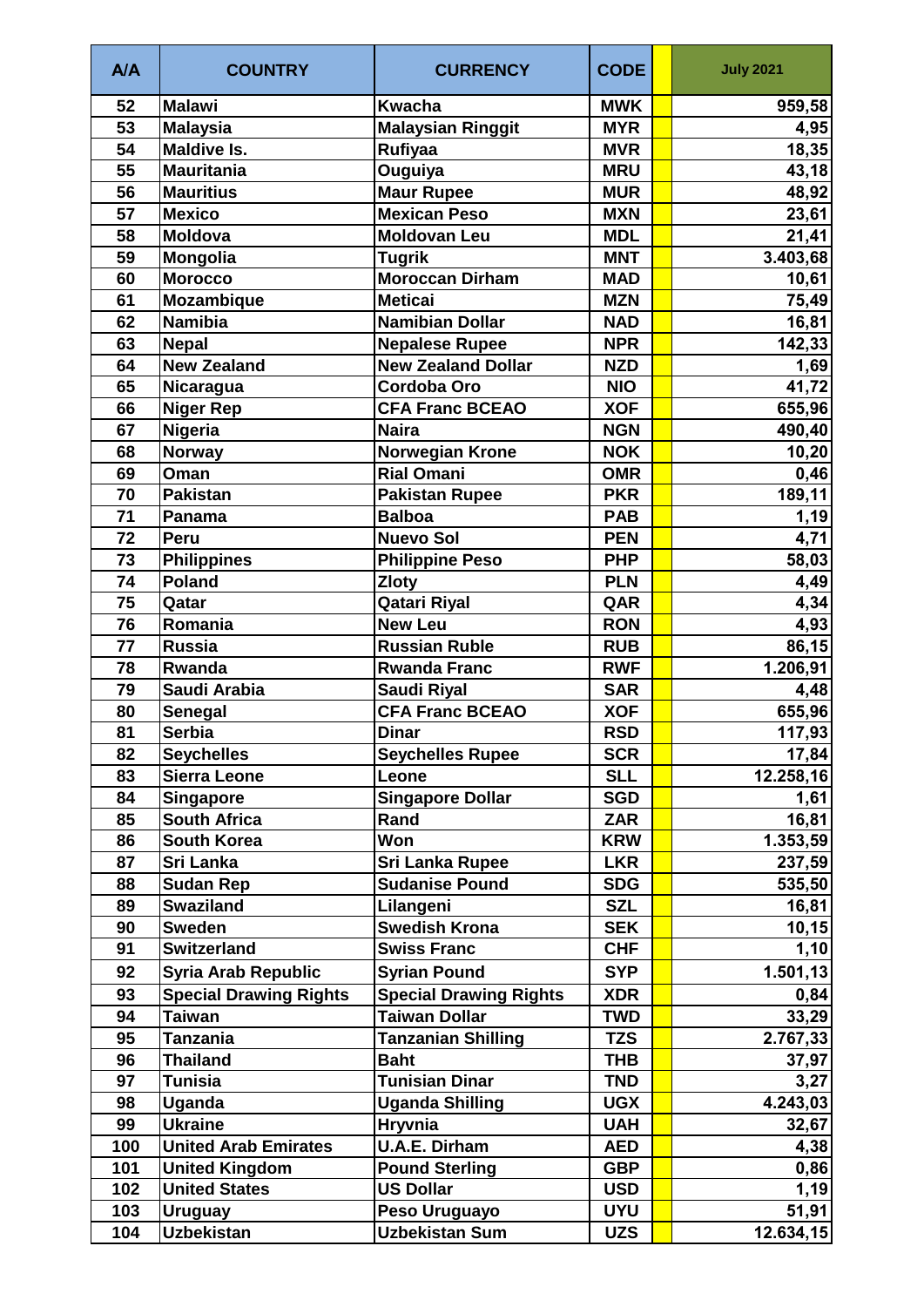| A/A | COUNTRY | CURRENCY | CODE | | July 2021 |
|---|---|---|---|---|---|
| 52 | Malawi | Kwacha | MWK | | 959,58 |
| 53 | Malaysia | Malaysian Ringgit | MYR | | 4,95 |
| 54 | Maldive Is. | Rufiyaa | MVR | | 18,35 |
| 55 | Mauritania | Ouguiya | MRU | | 43,18 |
| 56 | Mauritius | Maur Rupee | MUR | | 48,92 |
| 57 | Mexico | Mexican Peso | MXN | | 23,61 |
| 58 | Moldova | Moldovan Leu | MDL | | 21,41 |
| 59 | Mongolia | Tugrik | MNT | | 3.403,68 |
| 60 | Morocco | Moroccan Dirham | MAD | | 10,61 |
| 61 | Mozambique | Meticai | MZN | | 75,49 |
| 62 | Namibia | Namibian Dollar | NAD | | 16,81 |
| 63 | Nepal | Nepalese Rupee | NPR | | 142,33 |
| 64 | New Zealand | New Zealand Dollar | NZD | | 1,69 |
| 65 | Nicaragua | Cordoba Oro | NIO | | 41,72 |
| 66 | Niger Rep | CFA Franc BCEAO | XOF | | 655,96 |
| 67 | Nigeria | Naira | NGN | | 490,40 |
| 68 | Norway | Norwegian Krone | NOK | | 10,20 |
| 69 | Oman | Rial Omani | OMR | | 0,46 |
| 70 | Pakistan | Pakistan Rupee | PKR | | 189,11 |
| 71 | Panama | Balboa | PAB | | 1,19 |
| 72 | Peru | Nuevo Sol | PEN | | 4,71 |
| 73 | Philippines | Philippine Peso | PHP | | 58,03 |
| 74 | Poland | Zloty | PLN | | 4,49 |
| 75 | Qatar | Qatari Riyal | QAR | | 4,34 |
| 76 | Romania | New Leu | RON | | 4,93 |
| 77 | Russia | Russian Ruble | RUB | | 86,15 |
| 78 | Rwanda | Rwanda Franc | RWF | | 1.206,91 |
| 79 | Saudi Arabia | Saudi Riyal | SAR | | 4,48 |
| 80 | Senegal | CFA Franc BCEAO | XOF | | 655,96 |
| 81 | Serbia | Dinar | RSD | | 117,93 |
| 82 | Seychelles | Seychelles Rupee | SCR | | 17,84 |
| 83 | Sierra Leone | Leone | SLL | | 12.258,16 |
| 84 | Singapore | Singapore Dollar | SGD | | 1,61 |
| 85 | South Africa | Rand | ZAR | | 16,81 |
| 86 | South Korea | Won | KRW | | 1.353,59 |
| 87 | Sri Lanka | Sri Lanka Rupee | LKR | | 237,59 |
| 88 | Sudan Rep | Sudanise Pound | SDG | | 535,50 |
| 89 | Swaziland | Lilangeni | SZL | | 16,81 |
| 90 | Sweden | Swedish Krona | SEK | | 10,15 |
| 91 | Switzerland | Swiss Franc | CHF | | 1,10 |
| 92 | Syria Arab Republic | Syrian Pound | SYP | | 1.501,13 |
| 93 | Special Drawing Rights | Special Drawing Rights | XDR | | 0,84 |
| 94 | Taiwan | Taiwan Dollar | TWD | | 33,29 |
| 95 | Tanzania | Tanzanian Shilling | TZS | | 2.767,33 |
| 96 | Thailand | Baht | THB | | 37,97 |
| 97 | Tunisia | Tunisian Dinar | TND | | 3,27 |
| 98 | Uganda | Uganda Shilling | UGX | | 4.243,03 |
| 99 | Ukraine | Hryvnia | UAH | | 32,67 |
| 100 | United Arab Emirates | U.A.E. Dirham | AED | | 4,38 |
| 101 | United Kingdom | Pound Sterling | GBP | | 0,86 |
| 102 | United States | US Dollar | USD | | 1,19 |
| 103 | Uruguay | Peso Uruguayo | UYU | | 51,91 |
| 104 | Uzbekistan | Uzbekistan Sum | UZS | | 12.634,15 |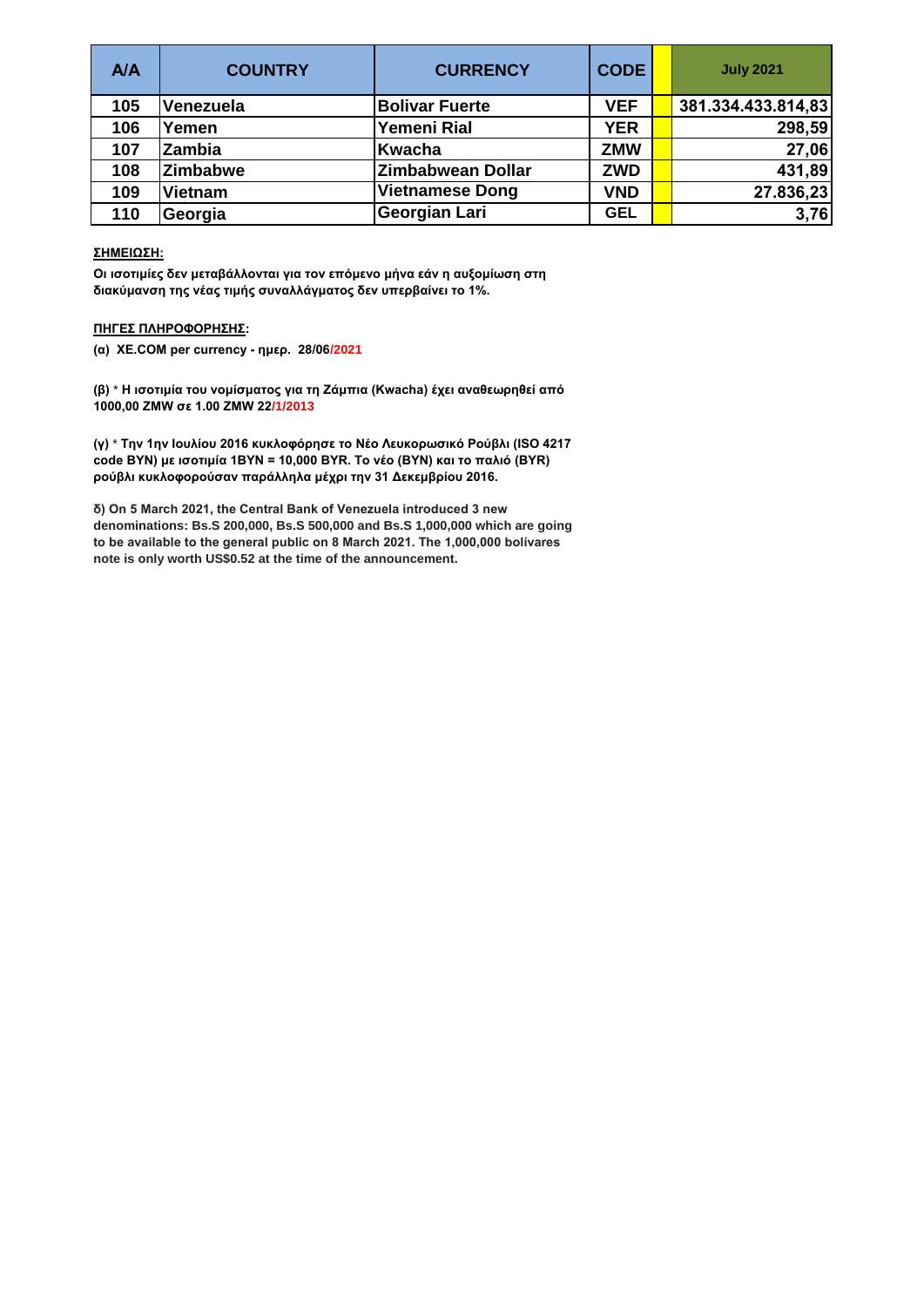| A/A | COUNTRY | CURRENCY | CODE | | July 2021 |
|---|---|---|---|---|---|
| 105 | Venezuela | Bolivar Fuerte | VEF | | 381.334.433.814,83 |
| 106 | Yemen | Yemeni Rial | YER | | 298,59 |
| 107 | Zambia | Kwacha | ZMW | | 27,06 |
| 108 | Zimbabwe | Zimbabwean Dollar | ZWD | | 431,89 |
| 109 | Vietnam | Vietnamese Dong | VND | | 27.836,23 |
| 110 | Georgia | Georgian Lari | GEL | | 3,76 |

**ΣΗΜΕΙΩΣΗ:**

**Οι ισοτιμίες δεν μεταβάλλονται για τον επόμενο μήνα εάν η αυξομίωση στη διακύμανση της νέας τιμής συναλλάγματος δεν υπερβαίνει το 1%.**

**ΠΗΓΕΣ ΠΛΗΡΟΦΟΡΗΣΗΣ:**

**(α) XE.COM per currency - ημερ. 28/06/2021**

**(β) * Η ισοτιμία του νομίσματος για τη Ζάμπια (Kwacha) έχει αναθεωρηθεί από 1000,00 ZMW σε 1.00 ZMW 22/1/2013**

**(γ) * Την 1ην Ιουλίου 2016 κυκλοφόρησε το Νέο Λευκορωσικό Ρούβλι (ISO 4217 code BYN) με ισοτιμία 1BYN = 10,000 BYR. Το νέο (BYN) και το παλιό (BYR) ρούβλι κυκλοφορούσαν παράλληλα μέχρι την 31 Δεκεμβρίου 2016.**

**δ) On 5 March 2021, the Central Bank of Venezuela introduced 3 new denominations: Bs.S 200,000, Bs.S 500,000 and Bs.S 1,000,000 which are going to be available to the general public on 8 March 2021. The 1,000,000 bolívares note is only worth US$0.52 at the time of the announcement.**